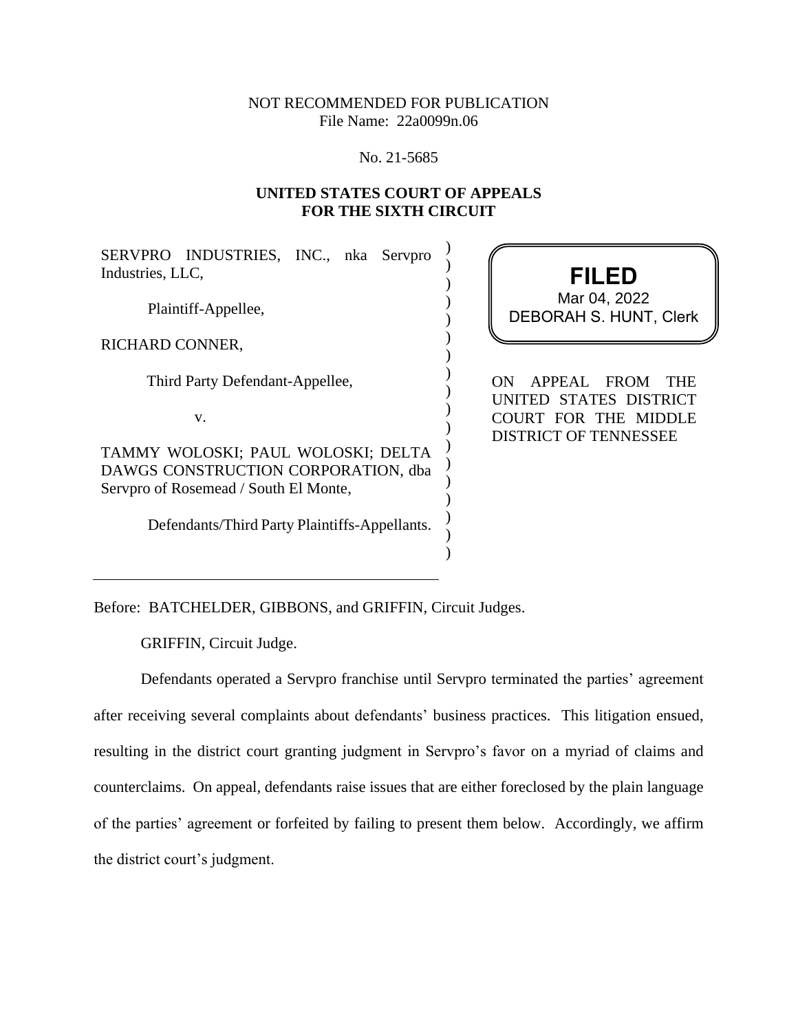NOT RECOMMENDED FOR PUBLICATION
File Name: 22a0099n.06

No. 21-5685

**UNITED STATES COURT OF APPEALS**
**FOR THE SIXTH CIRCUIT**

SERVPRO INDUSTRIES, INC., nka Servpro Industries, LLC,

Plaintiff-Appellee,

RICHARD CONNER,

Third Party Defendant-Appellee,

v.

TAMMY WOLOSKI; PAUL WOLOSKI; DELTA DAWGS CONSTRUCTION CORPORATION, dba Servpro of Rosemead / South El Monte,

Defendants/Third Party Plaintiffs-Appellants.

**FILED**
Mar 04, 2022
DEBORAH S. HUNT, Clerk

ON APPEAL FROM THE UNITED STATES DISTRICT COURT FOR THE MIDDLE DISTRICT OF TENNESSEE

---

Before: BATCHELDER, GIBBONS, and GRIFFIN, Circuit Judges.

GRIFFIN, Circuit Judge.

Defendants operated a Servpro franchise until Servpro terminated the parties' agreement after receiving several complaints about defendants' business practices. This litigation ensued, resulting in the district court granting judgment in Servpro's favor on a myriad of claims and counterclaims. On appeal, defendants raise issues that are either foreclosed by the plain language of the parties' agreement or forfeited by failing to present them below. Accordingly, we affirm the district court's judgment.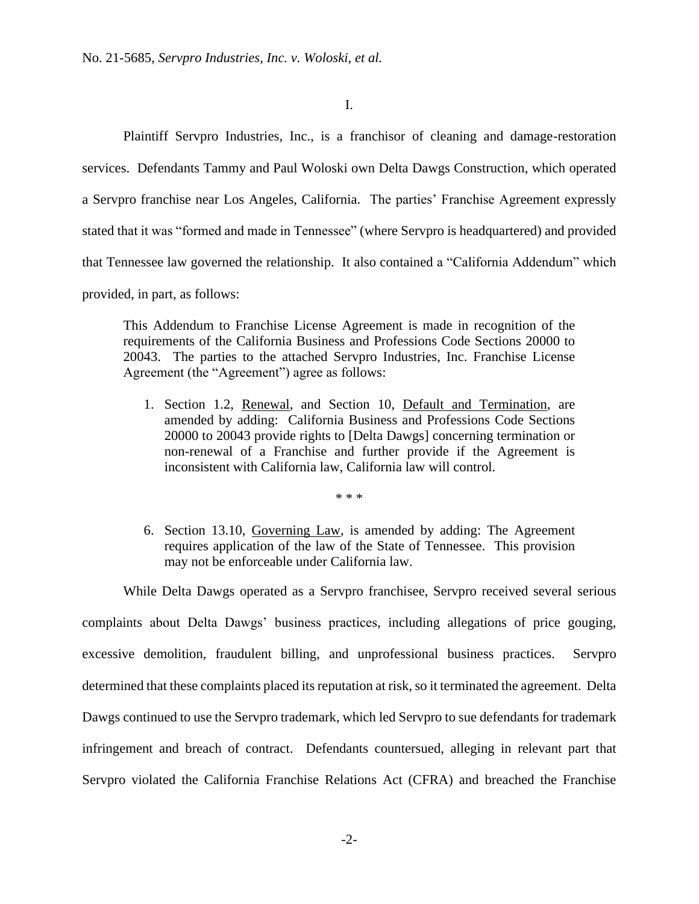I.

Plaintiff Servpro Industries, Inc., is a franchisor of cleaning and damage-restoration services. Defendants Tammy and Paul Woloski own Delta Dawgs Construction, which operated a Servpro franchise near Los Angeles, California. The parties' Franchise Agreement expressly stated that it was "formed and made in Tennessee" (where Servpro is headquartered) and provided that Tennessee law governed the relationship. It also contained a "California Addendum" which provided, in part, as follows:

> This Addendum to Franchise License Agreement is made in recognition of the requirements of the California Business and Professions Code Sections 20000 to 20043. The parties to the attached Servpro Industries, Inc. Franchise License Agreement (the "Agreement") agree as follows:
>
> 1. Section 1.2, Renewal, and Section 10, Default and Termination, are amended by adding: California Business and Professions Code Sections 20000 to 20043 provide rights to [Delta Dawgs] concerning termination or non-renewal of a Franchise and further provide if the Agreement is inconsistent with California law, California law will control.
>
> \* \* \*
>
> 6. Section 13.10, Governing Law, is amended by adding: The Agreement requires application of the law of the State of Tennessee. This provision may not be enforceable under California law.

While Delta Dawgs operated as a Servpro franchisee, Servpro received several serious complaints about Delta Dawgs' business practices, including allegations of price gouging, excessive demolition, fraudulent billing, and unprofessional business practices. Servpro determined that these complaints placed its reputation at risk, so it terminated the agreement. Delta Dawgs continued to use the Servpro trademark, which led Servpro to sue defendants for trademark infringement and breach of contract. Defendants countersued, alleging in relevant part that Servpro violated the California Franchise Relations Act (CFRA) and breached the Franchise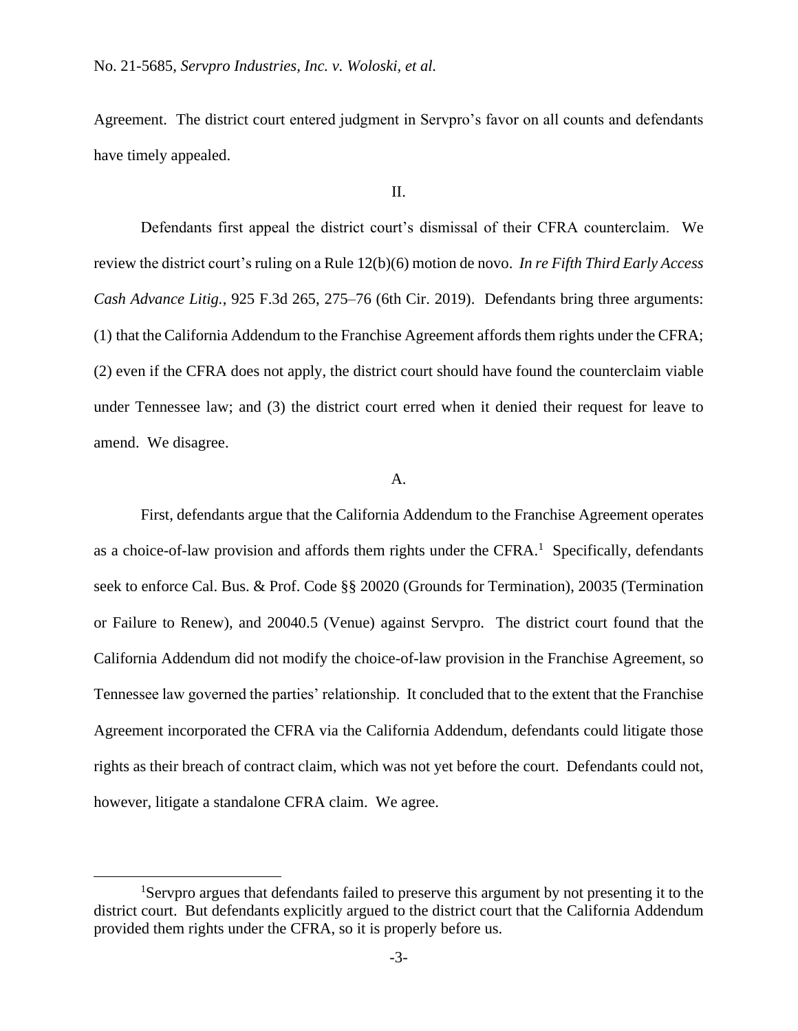Agreement. The district court entered judgment in Servpro's favor on all counts and defendants have timely appealed.

## II.

Defendants first appeal the district court's dismissal of their CFRA counterclaim. We review the district court's ruling on a Rule 12(b)(6) motion de novo. *In re Fifth Third Early Access Cash Advance Litig.*, 925 F.3d 265, 275–76 (6th Cir. 2019). Defendants bring three arguments: (1) that the California Addendum to the Franchise Agreement affords them rights under the CFRA; (2) even if the CFRA does not apply, the district court should have found the counterclaim viable under Tennessee law; and (3) the district court erred when it denied their request for leave to amend. We disagree.

### A.

First, defendants argue that the California Addendum to the Franchise Agreement operates as a choice-of-law provision and affords them rights under the CFRA.[1] Specifically, defendants seek to enforce Cal. Bus. & Prof. Code §§ 20020 (Grounds for Termination), 20035 (Termination or Failure to Renew), and 20040.5 (Venue) against Servpro. The district court found that the California Addendum did not modify the choice-of-law provision in the Franchise Agreement, so Tennessee law governed the parties' relationship. It concluded that to the extent that the Franchise Agreement incorporated the CFRA via the California Addendum, defendants could litigate those rights as their breach of contract claim, which was not yet before the court. Defendants could not, however, litigate a standalone CFRA claim. We agree.

[1] Servpro argues that defendants failed to preserve this argument by not presenting it to the district court. But defendants explicitly argued to the district court that the California Addendum provided them rights under the CFRA, so it is properly before us.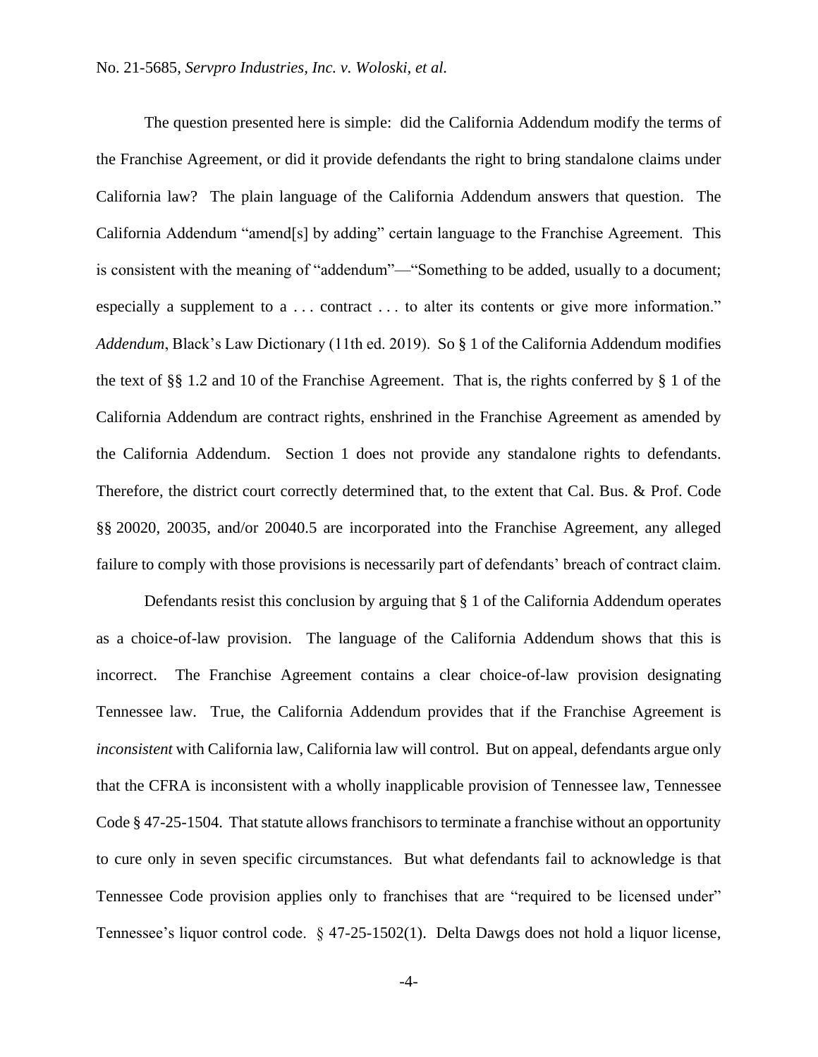The question presented here is simple: did the California Addendum modify the terms of the Franchise Agreement, or did it provide defendants the right to bring standalone claims under California law? The plain language of the California Addendum answers that question. The California Addendum "amend[s] by adding" certain language to the Franchise Agreement. This is consistent with the meaning of "addendum"—"Something to be added, usually to a document; especially a supplement to a . . . contract . . . to alter its contents or give more information." *Addendum*, Black's Law Dictionary (11th ed. 2019). So § 1 of the California Addendum modifies the text of §§ 1.2 and 10 of the Franchise Agreement. That is, the rights conferred by § 1 of the California Addendum are contract rights, enshrined in the Franchise Agreement as amended by the California Addendum. Section 1 does not provide any standalone rights to defendants. Therefore, the district court correctly determined that, to the extent that Cal. Bus. & Prof. Code §§ 20020, 20035, and/or 20040.5 are incorporated into the Franchise Agreement, any alleged failure to comply with those provisions is necessarily part of defendants' breach of contract claim.

Defendants resist this conclusion by arguing that § 1 of the California Addendum operates as a choice-of-law provision. The language of the California Addendum shows that this is incorrect. The Franchise Agreement contains a clear choice-of-law provision designating Tennessee law. True, the California Addendum provides that if the Franchise Agreement is *inconsistent* with California law, California law will control. But on appeal, defendants argue only that the CFRA is inconsistent with a wholly inapplicable provision of Tennessee law, Tennessee Code § 47-25-1504. That statute allows franchisors to terminate a franchise without an opportunity to cure only in seven specific circumstances. But what defendants fail to acknowledge is that Tennessee Code provision applies only to franchises that are "required to be licensed under" Tennessee's liquor control code. § 47-25-1502(1). Delta Dawgs does not hold a liquor license,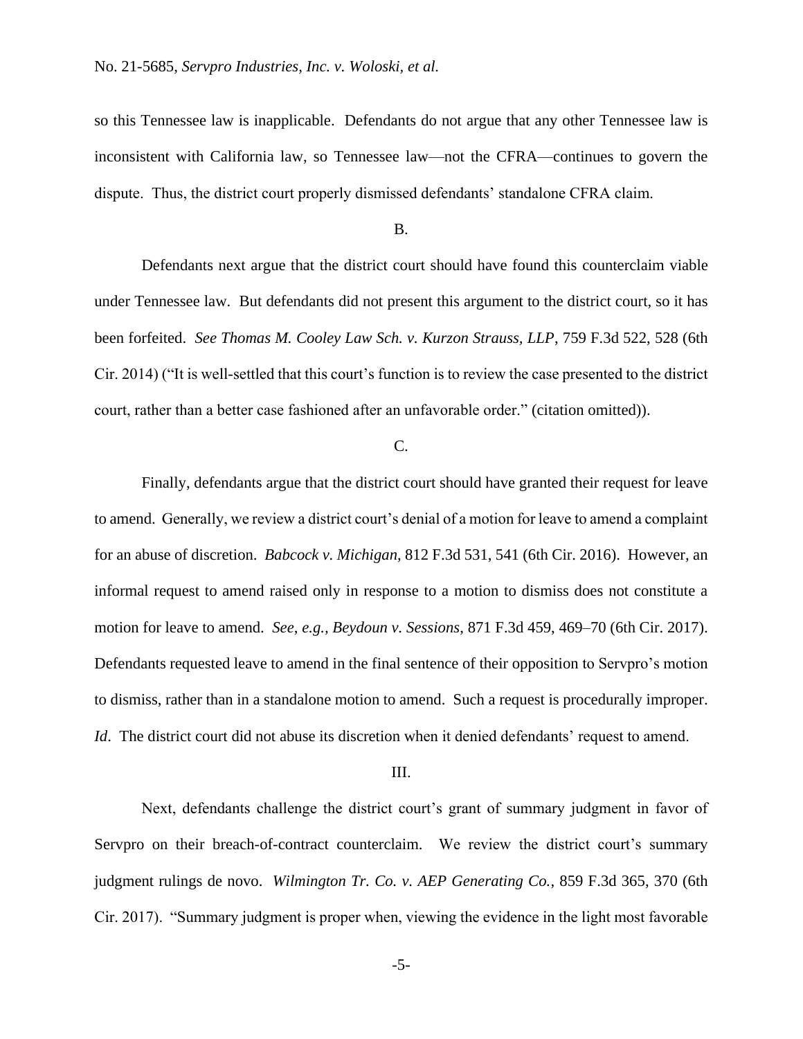so this Tennessee law is inapplicable. Defendants do not argue that any other Tennessee law is inconsistent with California law, so Tennessee law—not the CFRA—continues to govern the dispute. Thus, the district court properly dismissed defendants' standalone CFRA claim.

B.

Defendants next argue that the district court should have found this counterclaim viable under Tennessee law. But defendants did not present this argument to the district court, so it has been forfeited. *See Thomas M. Cooley Law Sch. v. Kurzon Strauss, LLP*, 759 F.3d 522, 528 (6th Cir. 2014) ("It is well-settled that this court's function is to review the case presented to the district court, rather than a better case fashioned after an unfavorable order." (citation omitted)).

C.

Finally, defendants argue that the district court should have granted their request for leave to amend. Generally, we review a district court's denial of a motion for leave to amend a complaint for an abuse of discretion. *Babcock v. Michigan*, 812 F.3d 531, 541 (6th Cir. 2016). However, an informal request to amend raised only in response to a motion to dismiss does not constitute a motion for leave to amend. *See, e.g.*, *Beydoun v. Sessions*, 871 F.3d 459, 469–70 (6th Cir. 2017). Defendants requested leave to amend in the final sentence of their opposition to Servpro's motion to dismiss, rather than in a standalone motion to amend. Such a request is procedurally improper. *Id*. The district court did not abuse its discretion when it denied defendants' request to amend.

III.

Next, defendants challenge the district court's grant of summary judgment in favor of Servpro on their breach-of-contract counterclaim. We review the district court's summary judgment rulings de novo. *Wilmington Tr. Co. v. AEP Generating Co.*, 859 F.3d 365, 370 (6th Cir. 2017). "Summary judgment is proper when, viewing the evidence in the light most favorable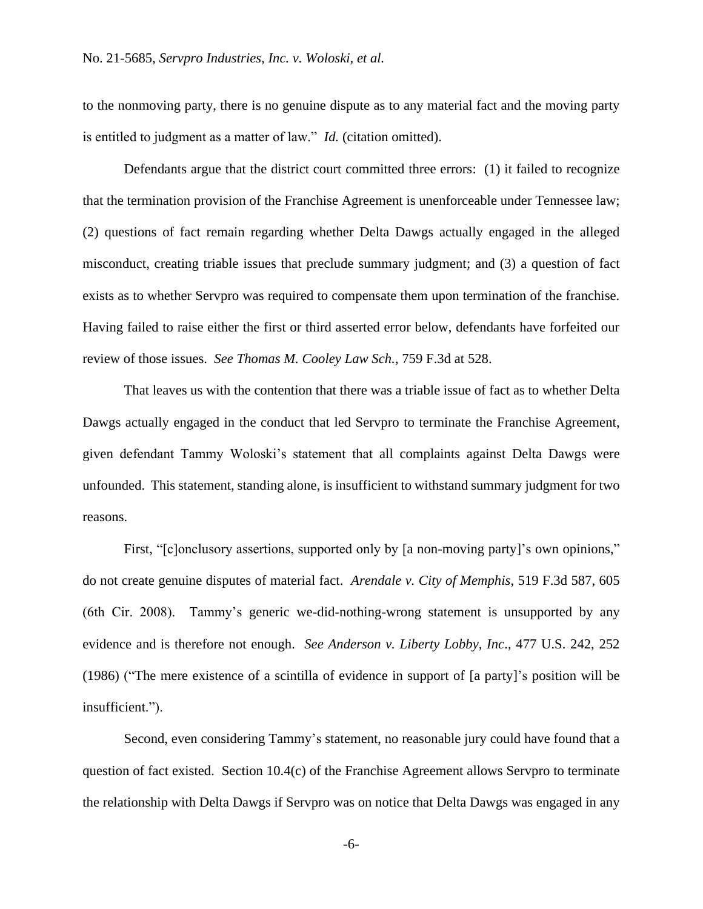to the nonmoving party, there is no genuine dispute as to any material fact and the moving party is entitled to judgment as a matter of law." *Id.* (citation omitted).

Defendants argue that the district court committed three errors: (1) it failed to recognize that the termination provision of the Franchise Agreement is unenforceable under Tennessee law; (2) questions of fact remain regarding whether Delta Dawgs actually engaged in the alleged misconduct, creating triable issues that preclude summary judgment; and (3) a question of fact exists as to whether Servpro was required to compensate them upon termination of the franchise. Having failed to raise either the first or third asserted error below, defendants have forfeited our review of those issues. *See Thomas M. Cooley Law Sch.*, 759 F.3d at 528.

That leaves us with the contention that there was a triable issue of fact as to whether Delta Dawgs actually engaged in the conduct that led Servpro to terminate the Franchise Agreement, given defendant Tammy Woloski's statement that all complaints against Delta Dawgs were unfounded. This statement, standing alone, is insufficient to withstand summary judgment for two reasons.

First, "[c]onclusory assertions, supported only by [a non-moving party]'s own opinions," do not create genuine disputes of material fact. *Arendale v. City of Memphis*, 519 F.3d 587, 605 (6th Cir. 2008). Tammy's generic we-did-nothing-wrong statement is unsupported by any evidence and is therefore not enough. *See Anderson v. Liberty Lobby*, *Inc*., 477 U.S. 242, 252 (1986) ("The mere existence of a scintilla of evidence in support of [a party]'s position will be insufficient.").

Second, even considering Tammy's statement, no reasonable jury could have found that a question of fact existed. Section 10.4(c) of the Franchise Agreement allows Servpro to terminate the relationship with Delta Dawgs if Servpro was on notice that Delta Dawgs was engaged in any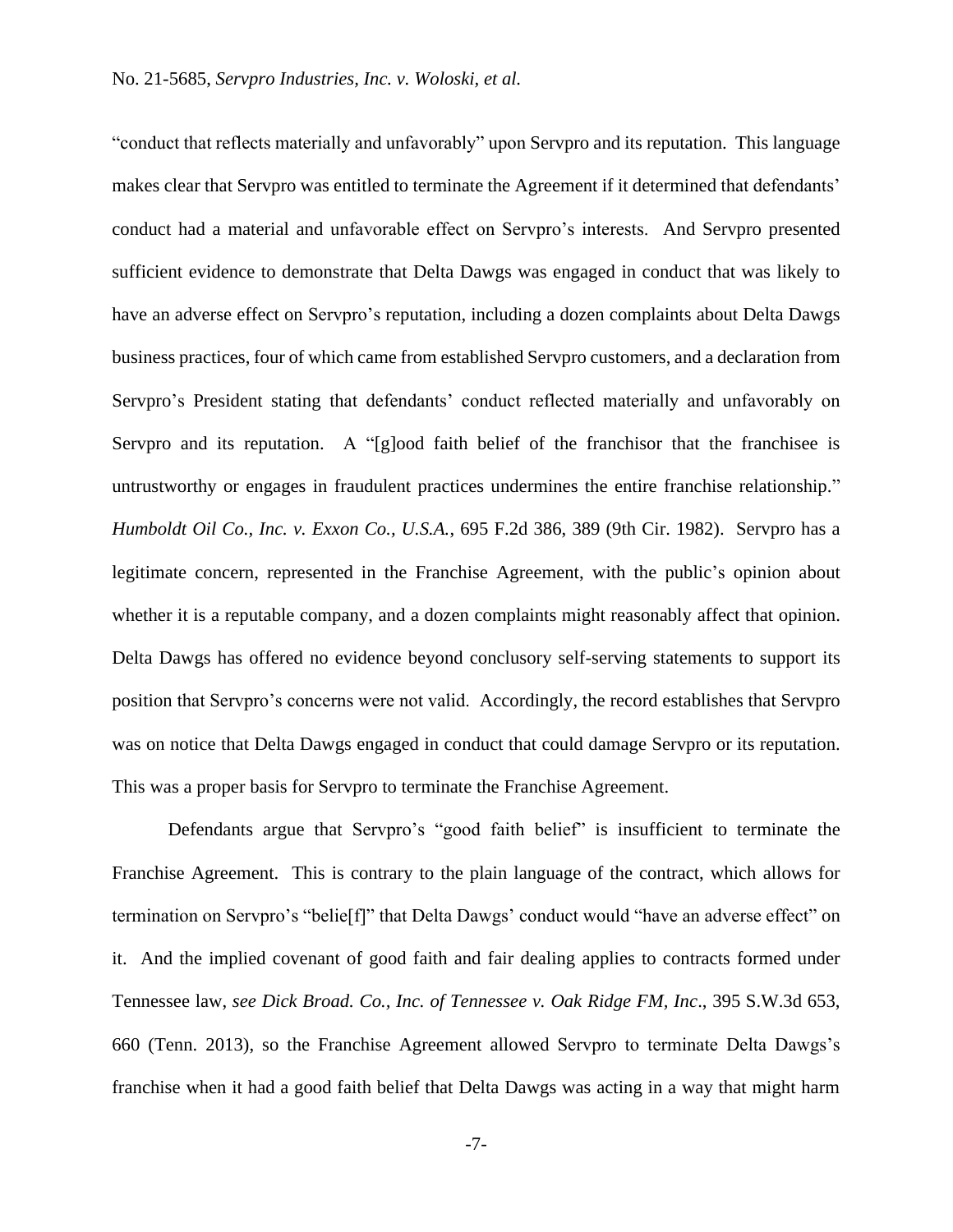"conduct that reflects materially and unfavorably" upon Servpro and its reputation. This language makes clear that Servpro was entitled to terminate the Agreement if it determined that defendants' conduct had a material and unfavorable effect on Servpro's interests. And Servpro presented sufficient evidence to demonstrate that Delta Dawgs was engaged in conduct that was likely to have an adverse effect on Servpro's reputation, including a dozen complaints about Delta Dawgs business practices, four of which came from established Servpro customers, and a declaration from Servpro's President stating that defendants' conduct reflected materially and unfavorably on Servpro and its reputation. A "[g]ood faith belief of the franchisor that the franchisee is untrustworthy or engages in fraudulent practices undermines the entire franchise relationship." *Humboldt Oil Co., Inc. v. Exxon Co., U.S.A.*, 695 F.2d 386, 389 (9th Cir. 1982). Servpro has a legitimate concern, represented in the Franchise Agreement, with the public's opinion about whether it is a reputable company, and a dozen complaints might reasonably affect that opinion. Delta Dawgs has offered no evidence beyond conclusory self-serving statements to support its position that Servpro's concerns were not valid. Accordingly, the record establishes that Servpro was on notice that Delta Dawgs engaged in conduct that could damage Servpro or its reputation. This was a proper basis for Servpro to terminate the Franchise Agreement.

Defendants argue that Servpro's "good faith belief" is insufficient to terminate the Franchise Agreement. This is contrary to the plain language of the contract, which allows for termination on Servpro's "belie[f]" that Delta Dawgs' conduct would "have an adverse effect" on it. And the implied covenant of good faith and fair dealing applies to contracts formed under Tennessee law, *see Dick Broad. Co., Inc. of Tennessee v. Oak Ridge FM, Inc*., 395 S.W.3d 653, 660 (Tenn. 2013), so the Franchise Agreement allowed Servpro to terminate Delta Dawgs's franchise when it had a good faith belief that Delta Dawgs was acting in a way that might harm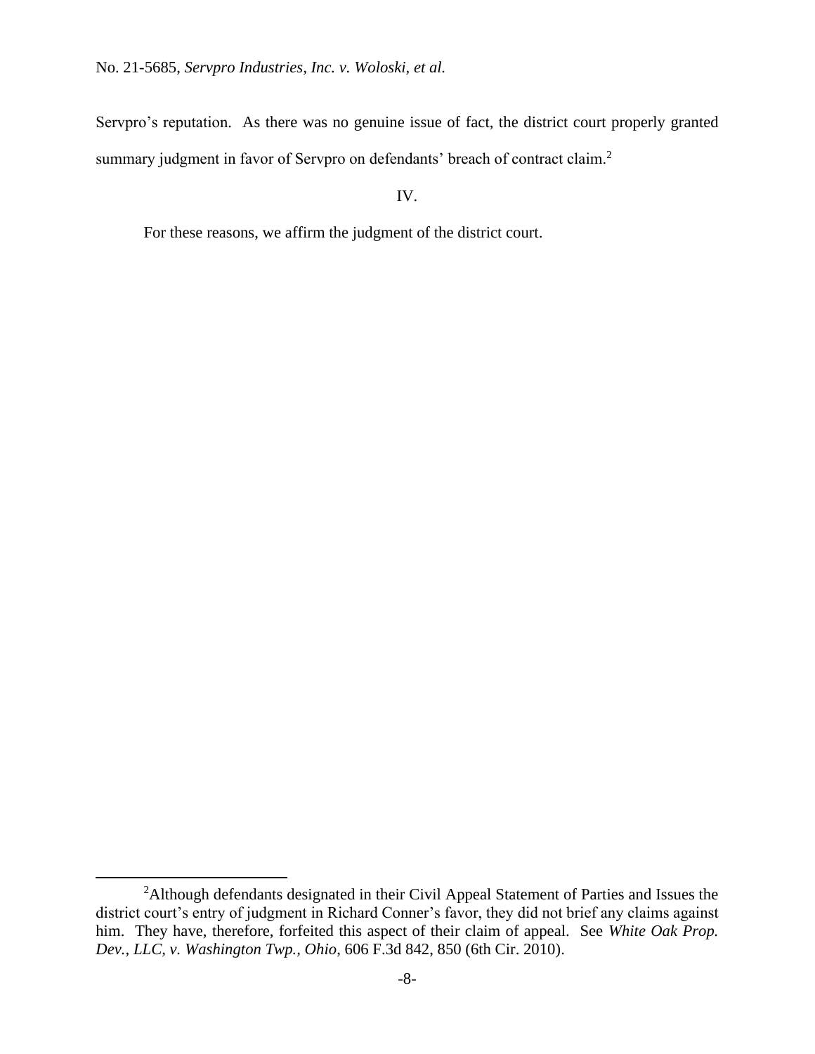Servpro's reputation. As there was no genuine issue of fact, the district court properly granted summary judgment in favor of Servpro on defendants' breach of contract claim.[2]

IV.

For these reasons, we affirm the judgment of the district court.

---

[2]Although defendants designated in their Civil Appeal Statement of Parties and Issues the district court's entry of judgment in Richard Conner's favor, they did not brief any claims against him. They have, therefore, forfeited this aspect of their claim of appeal. See *White Oak Prop. Dev., LLC, v. Washington Twp., Ohio*, 606 F.3d 842, 850 (6th Cir. 2010).